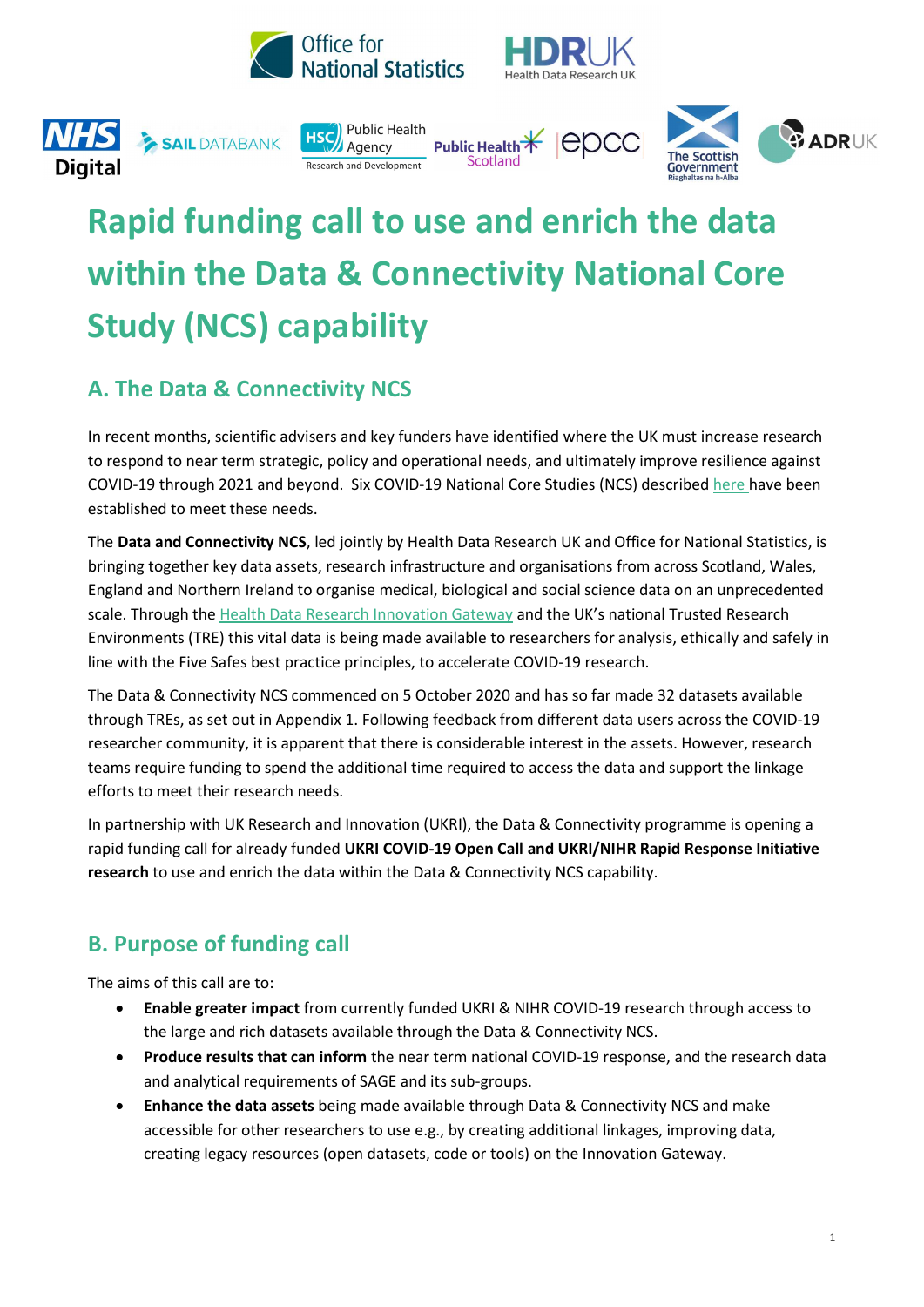# Rapid funding call to use and enrich the data within the Data & Connectivity National Core Study (NCS) capability

## A. The Data & Connectivity NCS

In recent months, scientific advisers and key funders have identified where the UK must increase research to respond to near term strategic, policy and operational needs, and ultimately improve resilience against COVID-19 through 2021 and beyond. Six COVID-19 National Core Studies (NCS) described here have been established to meet these needs.

The **Data and Connectivity NCS**, led jointly by Health Data Research UK and Office for National Statistics, is bringing together key data assets, research infrastructure and organisations from across Scotland, Wales, England and Northern Ireland to organise medical, biological and social science data on an unprecedented scale. Through the Health Data Research Innovation Gateway and the UK's national Trusted Research Environments (TRE) this vital data is being made available to researchers for analysis, ethically and safely in line with the Five Safes best practice principles, to accelerate COVID-19 research.

The Data & Connectivity NCS commenced on 5 October 2020 and has so far made 32 datasets available through TREs, as set out in Appendix 1. Following feedback from different data users across the COVID-19 researcher community, it is apparent that there is considerable interest in the assets. However, research teams require funding to spend the additional time required to access the data and support the linkage efforts to meet their research needs.

In partnership with UK Research and Innovation (UKRI), the Data & Connectivity programme is opening a rapid funding call for already funded **UKRI COVID-19 Open Call and UKRI/NIHR Rapid Response Initiative research** to use and enrich the data within the Data & Connectivity NCS capability.

## B. Purpose of funding call

The aims of this call are to:

- **Enable greater impact** from currently funded UKRI & NIHR COVID-19 research through access to the large and rich datasets available through the Data & Connectivity NCS.
- **Produce results that can inform** the near term national COVID-19 response, and the research data and analytical requirements of SAGE and its sub-groups.
- **Enhance the data assets** being made available through Data & Connectivity NCS and make accessible for other researchers to use e.g., by creating additional linkages, improving data, creating legacy resources (open datasets, code or tools) on the Innovation Gateway.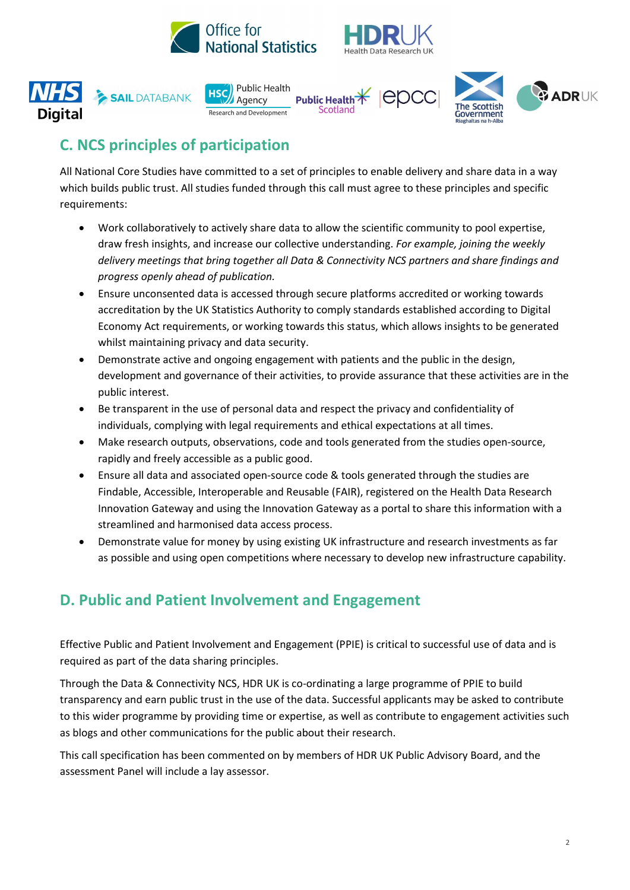## C. NCS principles of participation

All National Core Studies have committed to a set of principles to enable delivery and share data in a way which builds public trust. All studies funded through this call must agree to these principles and specific requirements:

- Work collaboratively to actively share data to allow the scientific community to pool expertise, draw fresh insights, and increase our collective understanding. *For example, joining the weekly delivery meetings that bring together all Data & Connectivity NCS partners and share findings and progress openly ahead of publication.*
- Ensure unconsented data is accessed through secure platforms accredited or working towards accreditation by the UK Statistics Authority to comply standards established according to Digital Economy Act requirements, or working towards this status, which allows insights to be generated whilst maintaining privacy and data security.
- Demonstrate active and ongoing engagement with patients and the public in the design, development and governance of their activities, to provide assurance that these activities are in the public interest.
- Be transparent in the use of personal data and respect the privacy and confidentiality of individuals, complying with legal requirements and ethical expectations at all times.
- Make research outputs, observations, code and tools generated from the studies open-source, rapidly and freely accessible as a public good.
- Ensure all data and associated open-source code & tools generated through the studies are Findable, Accessible, Interoperable and Reusable (FAIR), registered on the Health Data Research Innovation Gateway and using the Innovation Gateway as a portal to share this information with a streamlined and harmonised data access process.
- Demonstrate value for money by using existing UK infrastructure and research investments as far as possible and using open competitions where necessary to develop new infrastructure capability.

## D. Public and Patient Involvement and Engagement

Effective Public and Patient Involvement and Engagement (PPIE) is critical to successful use of data and is required as part of the data sharing principles.

Through the Data & Connectivity NCS, HDR UK is co-ordinating a large programme of PPIE to build transparency and earn public trust in the use of the data. Successful applicants may be asked to contribute to this wider programme by providing time or expertise, as well as contribute to engagement activities such as blogs and other communications for the public about their research.

This call specification has been commented on by members of HDR UK Public Advisory Board, and the assessment Panel will include a lay assessor.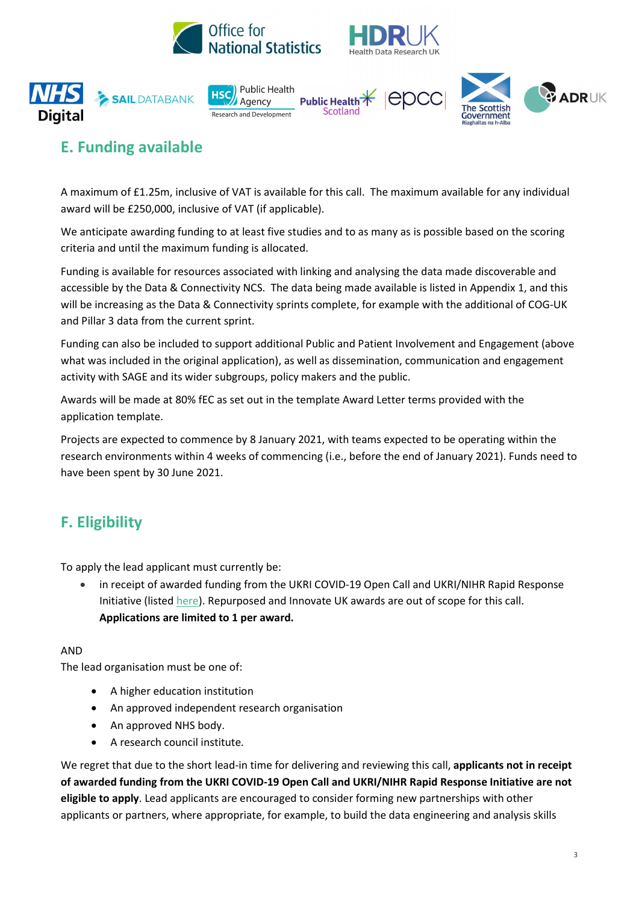## E. Funding available

A maximum of £1.25m, inclusive of VAT is available for this call. The maximum available for any individual award will be £250,000, inclusive of VAT (if applicable).

We anticipate awarding funding to at least five studies and to as many as is possible based on the scoring criteria and until the maximum funding is allocated.

Funding is available for resources associated with linking and analysing the data made discoverable and accessible by the Data & Connectivity NCS. The data being made available is listed in Appendix 1, and this will be increasing as the Data & Connectivity sprints complete, for example with the additional of COG-UK and Pillar 3 data from the current sprint.

Funding can also be included to support additional Public and Patient Involvement and Engagement (above what was included in the original application), as well as dissemination, communication and engagement activity with SAGE and its wider subgroups, policy makers and the public.

Awards will be made at 80% fEC as set out in the template Award Letter terms provided with the application template.

Projects are expected to commence by 8 January 2021, with teams expected to be operating within the research environments within 4 weeks of commencing (i.e., before the end of January 2021). Funds need to have been spent by 30 June 2021.

## F. Eligibility

To apply the lead applicant must currently be:

- in receipt of awarded funding from the UKRI COVID-19 Open Call and UKRI/NIHR Rapid Response Initiative (listed here). Repurposed and Innovate UK awards are out of scope for this call. **Applications are limited to 1 per award.**

AND
The lead organisation must be one of:

- A higher education institution
- An approved independent research organisation
- An approved NHS body.
- A research council institute.

We regret that due to the short lead-in time for delivering and reviewing this call, **applicants not in receipt of awarded funding from the UKRI COVID-19 Open Call and UKRI/NIHR Rapid Response Initiative are not eligible to apply**. Lead applicants are encouraged to consider forming new partnerships with other applicants or partners, where appropriate, for example, to build the data engineering and analysis skills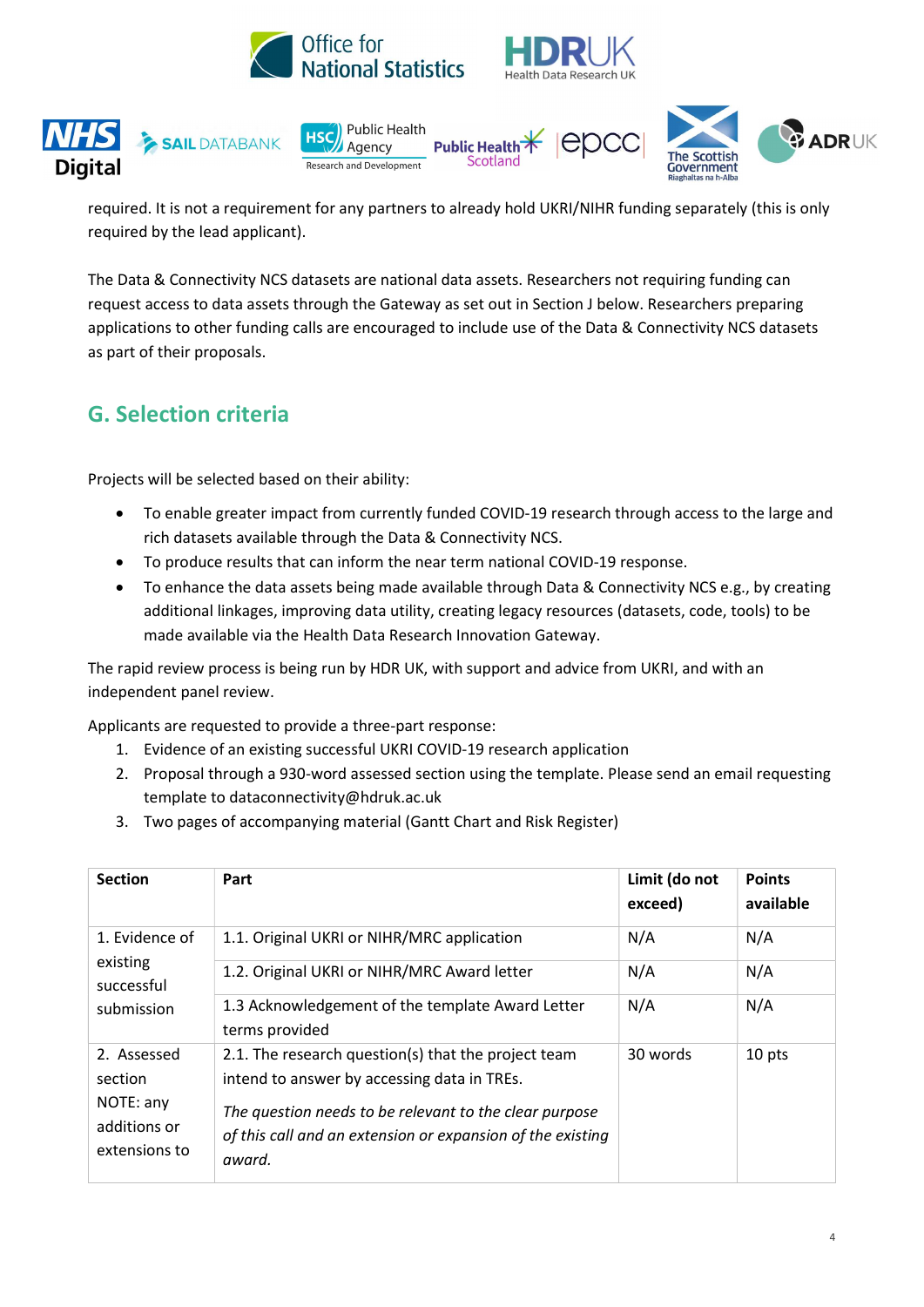required. It is not a requirement for any partners to already hold UKRI/NIHR funding separately (this is only required by the lead applicant).

The Data & Connectivity NCS datasets are national data assets. Researchers not requiring funding can request access to data assets through the Gateway as set out in Section J below. Researchers preparing applications to other funding calls are encouraged to include use of the Data & Connectivity NCS datasets as part of their proposals.

## G. Selection criteria

Projects will be selected based on their ability:

- To enable greater impact from currently funded COVID-19 research through access to the large and rich datasets available through the Data & Connectivity NCS.
- To produce results that can inform the near term national COVID-19 response.
- To enhance the data assets being made available through Data & Connectivity NCS e.g., by creating additional linkages, improving data utility, creating legacy resources (datasets, code, tools) to be made available via the Health Data Research Innovation Gateway.

The rapid review process is being run by HDR UK, with support and advice from UKRI, and with an independent panel review.

Applicants are requested to provide a three-part response:

1. Evidence of an existing successful UKRI COVID-19 research application
2. Proposal through a 930-word assessed section using the template. Please send an email requesting template to dataconnectivity@hdruk.ac.uk
3. Two pages of accompanying material (Gantt Chart and Risk Register)

| Section | Part | Limit (do not exceed) | Points available |
|---|---|---|---|
| 1. Evidence of existing successful submission | 1.1. Original UKRI or NIHR/MRC application | N/A | N/A |
| | 1.2. Original UKRI or NIHR/MRC Award letter | N/A | N/A |
| | 1.3 Acknowledgement of the template Award Letter terms provided | N/A | N/A |
| 2. Assessed section NOTE: any additions or extensions to | 2.1. The research question(s) that the project team intend to answer by accessing data in TREs. *The question needs to be relevant to the clear purpose of this call and an extension or expansion of the existing award.* | 30 words | 10 pts |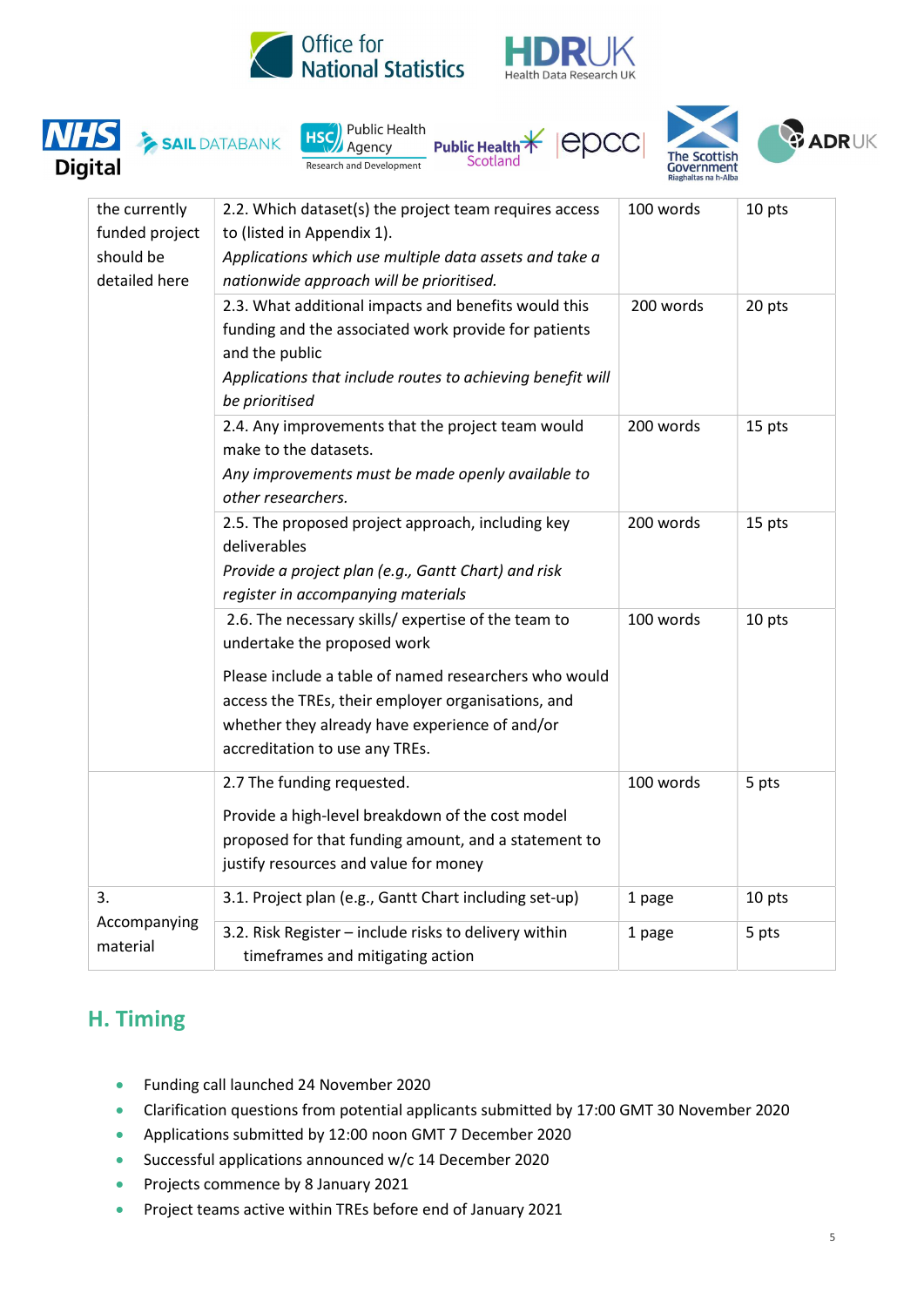| | | | |
|---|---|---|---|
| the currently funded project should be detailed here | 2.2. Which dataset(s) the project team requires access to (listed in Appendix 1).<br>*Applications which use multiple data assets and take a nationwide approach will be prioritised.* | 100 words | 10 pts |
| | 2.3. What additional impacts and benefits would this funding and the associated work provide for patients and the public<br>*Applications that include routes to achieving benefit will be prioritised* | 200 words | 20 pts |
| | 2.4. Any improvements that the project team would make to the datasets.<br>*Any improvements must be made openly available to other researchers.* | 200 words | 15 pts |
| | 2.5. The proposed project approach, including key deliverables<br>*Provide a project plan (e.g., Gantt Chart) and risk register in accompanying materials* | 200 words | 15 pts |
| | 2.6. The necessary skills/ expertise of the team to undertake the proposed work<br>Please include a table of named researchers who would access the TREs, their employer organisations, and whether they already have experience of and/or accreditation to use any TREs. | 100 words | 10 pts |
| | 2.7 The funding requested.<br>Provide a high-level breakdown of the cost model proposed for that funding amount, and a statement to justify resources and value for money | 100 words | 5 pts |
| 3. Accompanying material | 3.1. Project plan (e.g., Gantt Chart including set-up) | 1 page | 10 pts |
| | 3.2. Risk Register – include risks to delivery within timeframes and mitigating action | 1 page | 5 pts |

## H. Timing

- Funding call launched 24 November 2020
- Clarification questions from potential applicants submitted by 17:00 GMT 30 November 2020
- Applications submitted by 12:00 noon GMT 7 December 2020
- Successful applications announced w/c 14 December 2020
- Projects commence by 8 January 2021
- Project teams active within TREs before end of January 2021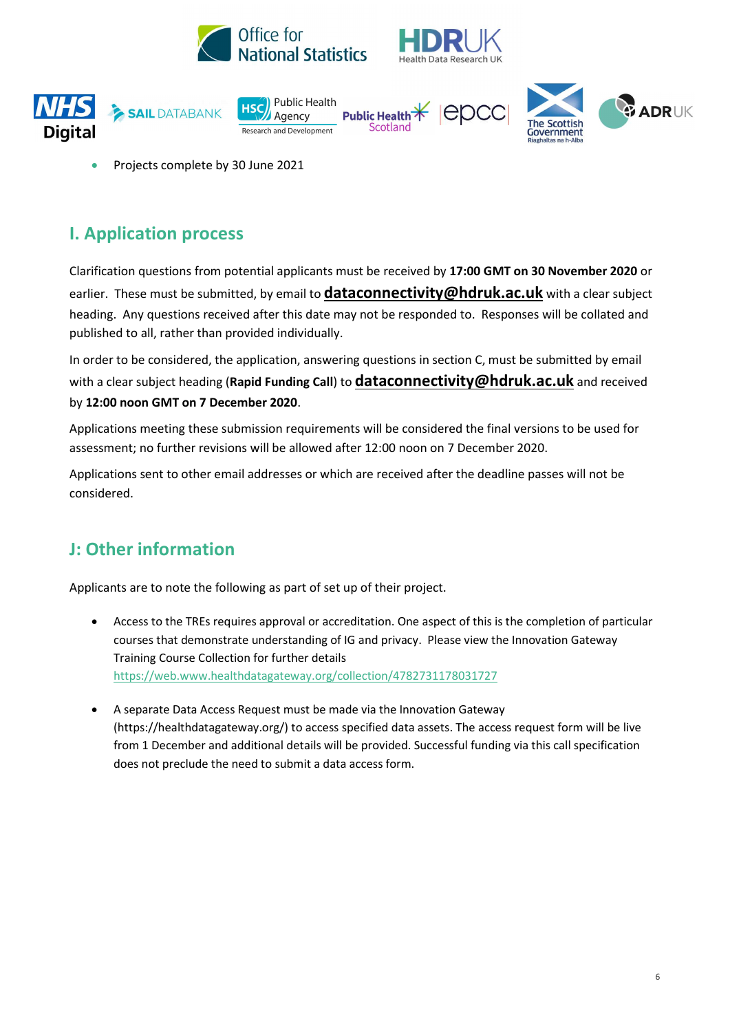- Projects complete by 30 June 2021

## I. Application process

Clarification questions from potential applicants must be received by **17:00 GMT on 30 November 2020** or earlier. These must be submitted, by email to **dataconnectivity@hdruk.ac.uk** with a clear subject heading. Any questions received after this date may not be responded to. Responses will be collated and published to all, rather than provided individually.

In order to be considered, the application, answering questions in section C, must be submitted by email with a clear subject heading (**Rapid Funding Call**) to **dataconnectivity@hdruk.ac.uk** and received by **12:00 noon GMT on 7 December 2020**.

Applications meeting these submission requirements will be considered the final versions to be used for assessment; no further revisions will be allowed after 12:00 noon on 7 December 2020.

Applications sent to other email addresses or which are received after the deadline passes will not be considered.

## J: Other information

Applicants are to note the following as part of set up of their project.

- Access to the TREs requires approval or accreditation. One aspect of this is the completion of particular courses that demonstrate understanding of IG and privacy. Please view the Innovation Gateway Training Course Collection for further details https://web.www.healthdatagateway.org/collection/4782731178031727

- A separate Data Access Request must be made via the Innovation Gateway (https://healthdatagateway.org/) to access specified data assets. The access request form will be live from 1 December and additional details will be provided. Successful funding via this call specification does not preclude the need to submit a data access form.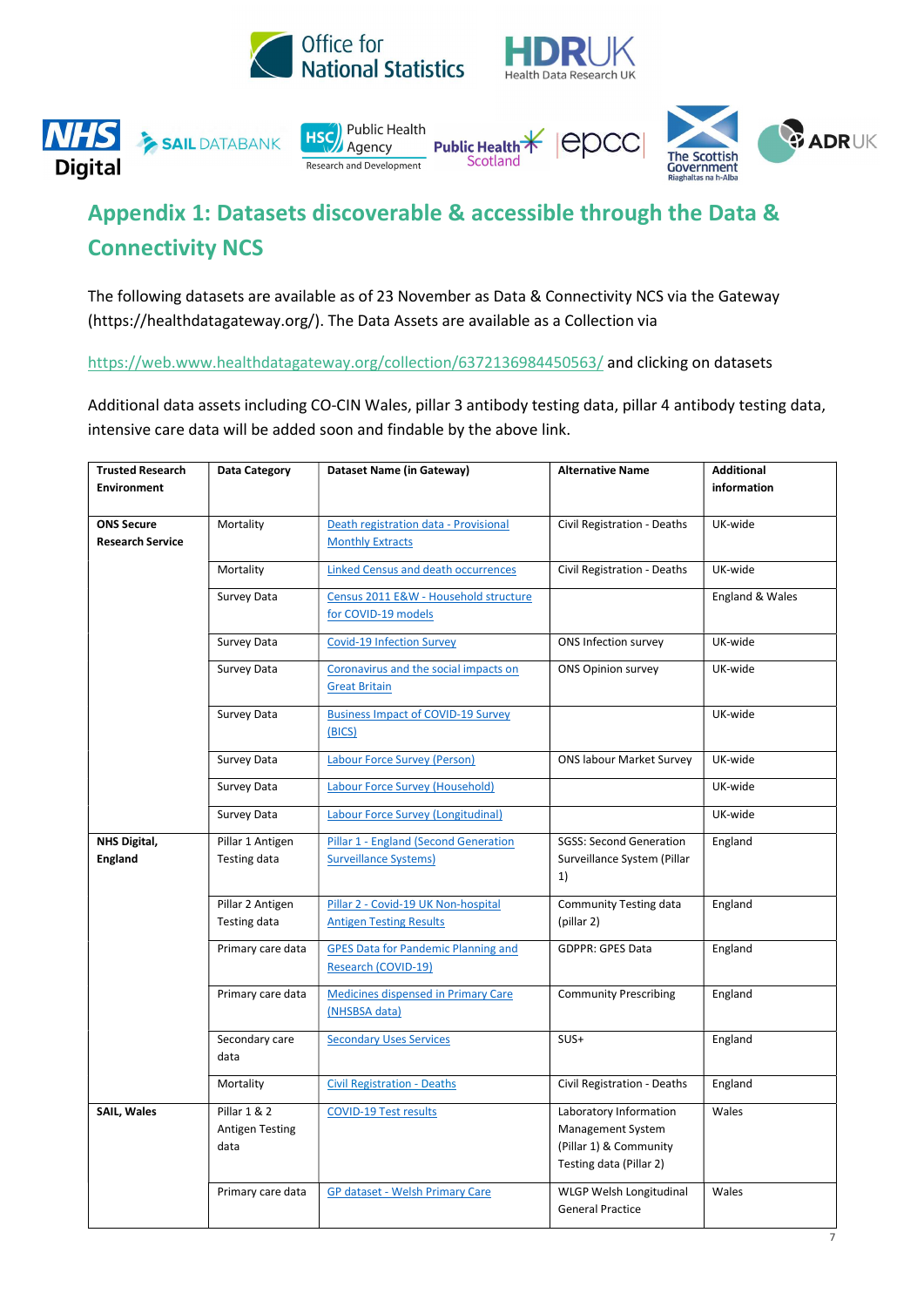## Appendix 1: Datasets discoverable & accessible through the Data & Connectivity NCS

The following datasets are available as of 23 November as Data & Connectivity NCS via the Gateway (https://healthdatagateway.org/). The Data Assets are available as a Collection via

https://web.www.healthdatagateway.org/collection/6372136984450563/ and clicking on datasets

Additional data assets including CO-CIN Wales, pillar 3 antibody testing data, pillar 4 antibody testing data, intensive care data will be added soon and findable by the above link.

| Trusted Research Environment | Data Category | Dataset Name (in Gateway) | Alternative Name | Additional information |
|---|---|---|---|---|
| **ONS Secure Research Service** | Mortality | Death registration data - Provisional Monthly Extracts | Civil Registration - Deaths | UK-wide |
| | Mortality | Linked Census and death occurrences | Civil Registration - Deaths | UK-wide |
| | Survey Data | Census 2011 E&W - Household structure for COVID-19 models | | England & Wales |
| | Survey Data | Covid-19 Infection Survey | ONS Infection survey | UK-wide |
| | Survey Data | Coronavirus and the social impacts on Great Britain | ONS Opinion survey | UK-wide |
| | Survey Data | Business Impact of COVID-19 Survey (BICS) | | UK-wide |
| | Survey Data | Labour Force Survey (Person) | ONS labour Market Survey | UK-wide |
| | Survey Data | Labour Force Survey (Household) | | UK-wide |
| | Survey Data | Labour Force Survey (Longitudinal) | | UK-wide |
| **NHS Digital, England** | Pillar 1 Antigen Testing data | Pillar 1 - England (Second Generation Surveillance Systems) | SGSS: Second Generation Surveillance System (Pillar 1) | England |
| | Pillar 2 Antigen Testing data | Pillar 2 - Covid-19 UK Non-hospital Antigen Testing Results | Community Testing data (pillar 2) | England |
| | Primary care data | GPES Data for Pandemic Planning and Research (COVID-19) | GDPPR: GPES Data | England |
| | Primary care data | Medicines dispensed in Primary Care (NHSBSA data) | Community Prescribing | England |
| | Secondary care data | Secondary Uses Services | SUS+ | England |
| | Mortality | Civil Registration - Deaths | Civil Registration - Deaths | England |
| **SAIL, Wales** | Pillar 1 & 2 Antigen Testing data | COVID-19 Test results | Laboratory Information Management System (Pillar 1) & Community Testing data (Pillar 2) | Wales |
| | Primary care data | GP dataset - Welsh Primary Care | WLGP Welsh Longitudinal General Practice | Wales |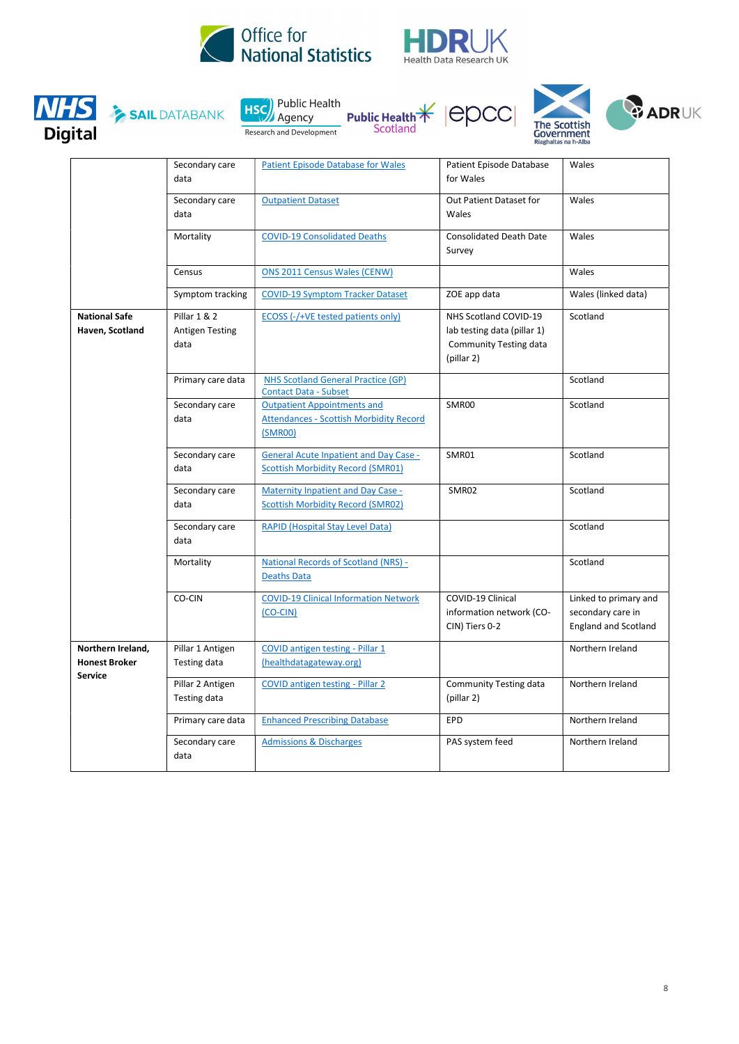| | | | | |
|---|---|---|---|---|
| | Secondary care data | Patient Episode Database for Wales | Patient Episode Database for Wales | Wales |
| | Secondary care data | Outpatient Dataset | Out Patient Dataset for Wales | Wales |
| | Mortality | COVID-19 Consolidated Deaths | Consolidated Death Date Survey | Wales |
| | Census | ONS 2011 Census Wales (CENW) | | Wales |
| | Symptom tracking | COVID-19 Symptom Tracker Dataset | ZOE app data | Wales (linked data) |
| **National Safe Haven, Scotland** | Pillar 1 & 2 Antigen Testing data | ECOSS (-/+VE tested patients only) | NHS Scotland COVID-19 lab testing data (pillar 1) Community Testing data (pillar 2) | Scotland |
| | Primary care data | NHS Scotland General Practice (GP) Contact Data - Subset | | Scotland |
| | Secondary care data | Outpatient Appointments and Attendances - Scottish Morbidity Record (SMR00) | SMR00 | Scotland |
| | Secondary care data | General Acute Inpatient and Day Case - Scottish Morbidity Record (SMR01) | SMR01 | Scotland |
| | Secondary care data | Maternity Inpatient and Day Case - Scottish Morbidity Record (SMR02) | SMR02 | Scotland |
| | Secondary care data | RAPID (Hospital Stay Level Data) | | Scotland |
| | Mortality | National Records of Scotland (NRS) - Deaths Data | | Scotland |
| | CO-CIN | COVID-19 Clinical Information Network (CO-CIN) | COVID-19 Clinical information network (CO-CIN) Tiers 0-2 | Linked to primary and secondary care in England and Scotland |
| **Northern Ireland, Honest Broker Service** | Pillar 1 Antigen Testing data | COVID antigen testing - Pillar 1 (healthdatagateway.org) | | Northern Ireland |
| | Pillar 2 Antigen Testing data | COVID antigen testing - Pillar 2 | Community Testing data (pillar 2) | Northern Ireland |
| | Primary care data | Enhanced Prescribing Database | EPD | Northern Ireland |
| | Secondary care data | Admissions & Discharges | PAS system feed | Northern Ireland |